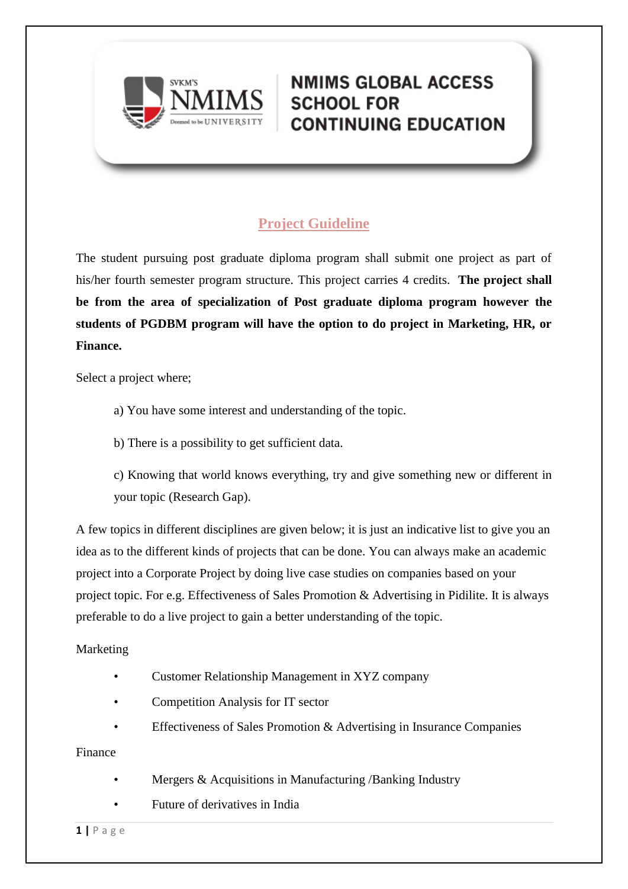# NMIMS GLOBAL ACCESS SCHOOL FOR CONTINUING EDUCATION

## Project Guideline

The student pursuing post graduate diploma program shall submit one project as part of his/her fourth semester program structure. This project carries 4 credits. **The project shall be from the area of specialization of Post graduate diploma program however the students of PGDBM program will have the option to do project in Marketing, HR, or Finance.**

Select a project where;

a) You have some interest and understanding of the topic.

b) There is a possibility to get sufficient data.

c) Knowing that world knows everything, try and give something new or different in your topic (Research Gap).

A few topics in different disciplines are given below; it is just an indicative list to give you an idea as to the different kinds of projects that can be done. You can always make an academic project into a Corporate Project by doing live case studies on companies based on your project topic. For e.g. Effectiveness of Sales Promotion & Advertising in Pidilite. It is always preferable to do a live project to gain a better understanding of the topic.

Marketing

- Customer Relationship Management in XYZ company
- Competition Analysis for IT sector
- Effectiveness of Sales Promotion & Advertising in Insurance Companies

Finance

- Mergers & Acquisitions in Manufacturing /Banking Industry
- Future of derivatives in India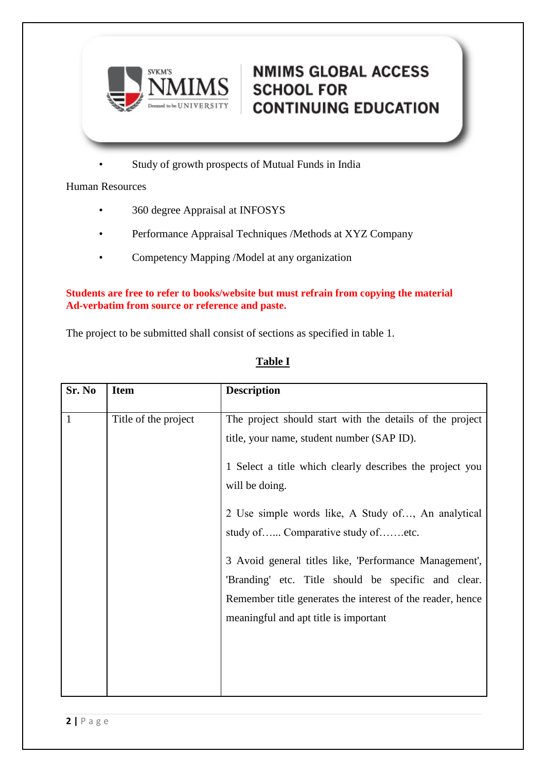- Study of growth prospects of Mutual Funds in India

Human Resources

- 360 degree Appraisal at INFOSYS
- Performance Appraisal Techniques /Methods at XYZ Company
- Competency Mapping /Model at any organization

**Students are free to refer to books/website but must refrain from copying the material Ad-verbatim from source or reference and paste.**

The project to be submitted shall consist of sections as specified in table 1.

**Table I**

| Sr. No | Item | Description |
|---|---|---|
| 1 | Title of the project | The project should start with the details of the project title, your name, student number (SAP ID).<br><br>1 Select a title which clearly describes the project you will be doing.<br><br>2 Use simple words like, A Study of…, An analytical study of…... Comparative study of…….etc.<br><br>3 Avoid general titles like, 'Performance Management', 'Branding' etc. Title should be specific and clear. Remember title generates the interest of the reader, hence meaningful and apt title is important |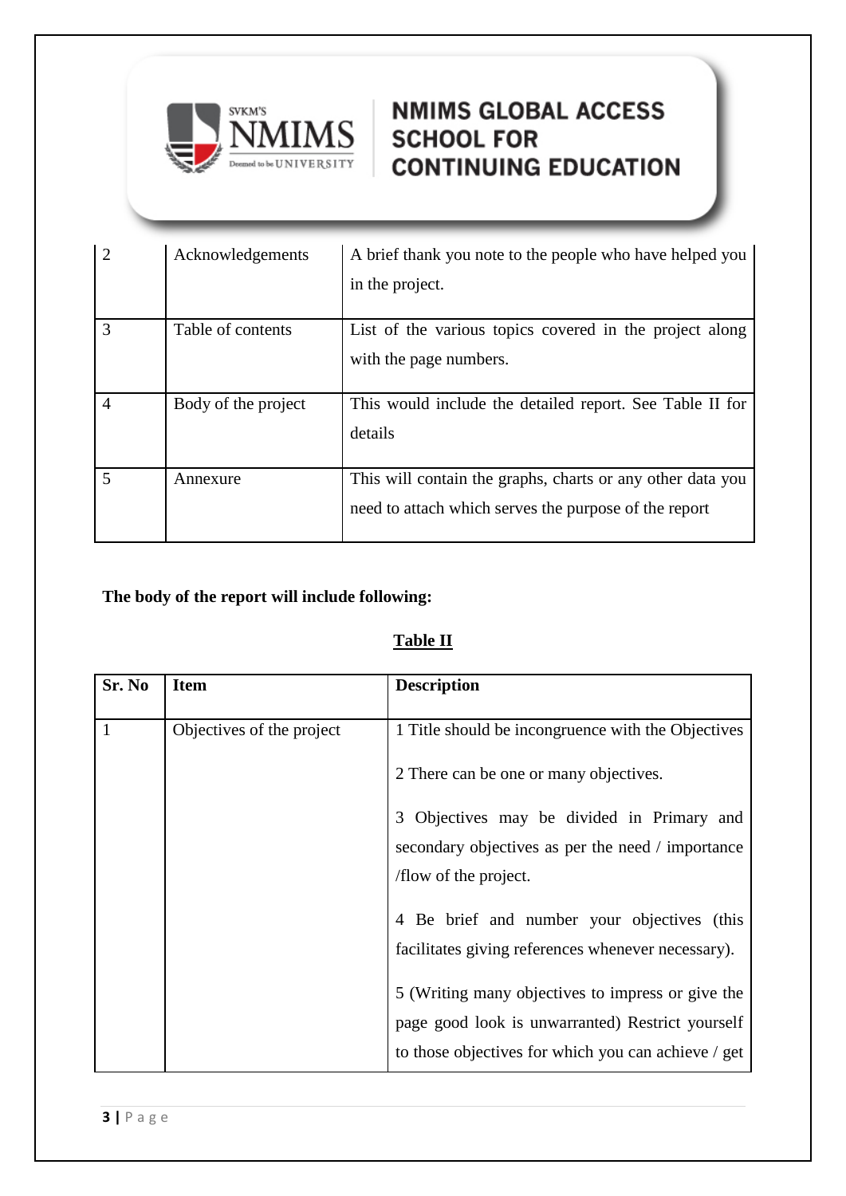| | | |
|---|---|---|
| 2 | Acknowledgements | A brief thank you note to the people who have helped you in the project. |
| 3 | Table of contents | List of the various topics covered in the project along with the page numbers. |
| 4 | Body of the project | This would include the detailed report. See Table II for details |
| 5 | Annexure | This will contain the graphs, charts or any other data you need to attach which serves the purpose of the report |

**The body of the report will include following:**

**Table II**

| Sr. No | Item | Description |
|---|---|---|
| 1 | Objectives of the project | 1 Title should be incongruence with the Objectives<br><br>2 There can be one or many objectives.<br><br>3 Objectives may be divided in Primary and secondary objectives as per the need / importance /flow of the project.<br><br>4 Be brief and number your objectives (this facilitates giving references whenever necessary).<br><br>5 (Writing many objectives to impress or give the page good look is unwarranted) Restrict yourself to those objectives for which you can achieve / get |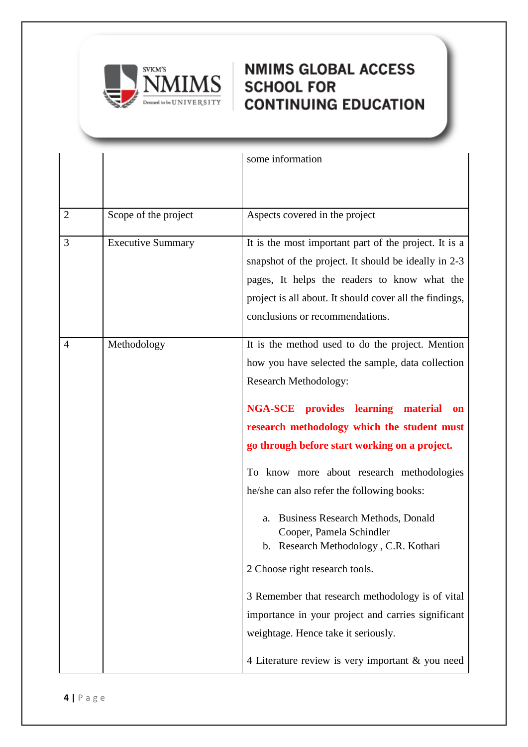| | | some information |
|---|---|---|
| 2 | Scope of the project | Aspects covered in the project |
| 3 | Executive Summary | It is the most important part of the project. It is a snapshot of the project. It should be ideally in 2-3 pages, It helps the readers to know what the project is all about. It should cover all the findings, conclusions or recommendations. |
| 4 | Methodology | It is the method used to do the project. Mention how you have selected the sample, data collection Research Methodology: <br><br> **NGA-SCE provides learning material on research methodology which the student must go through before start working on a project.** <br><br> To know more about research methodologies he/she can also refer the following books: <br><br> a. Business Research Methods, Donald Cooper, Pamela Schindler <br> b. Research Methodology , C.R. Kothari <br><br> 2 Choose right research tools. <br><br> 3 Remember that research methodology is of vital importance in your project and carries significant weightage. Hence take it seriously. <br><br> 4 Literature review is very important & you need |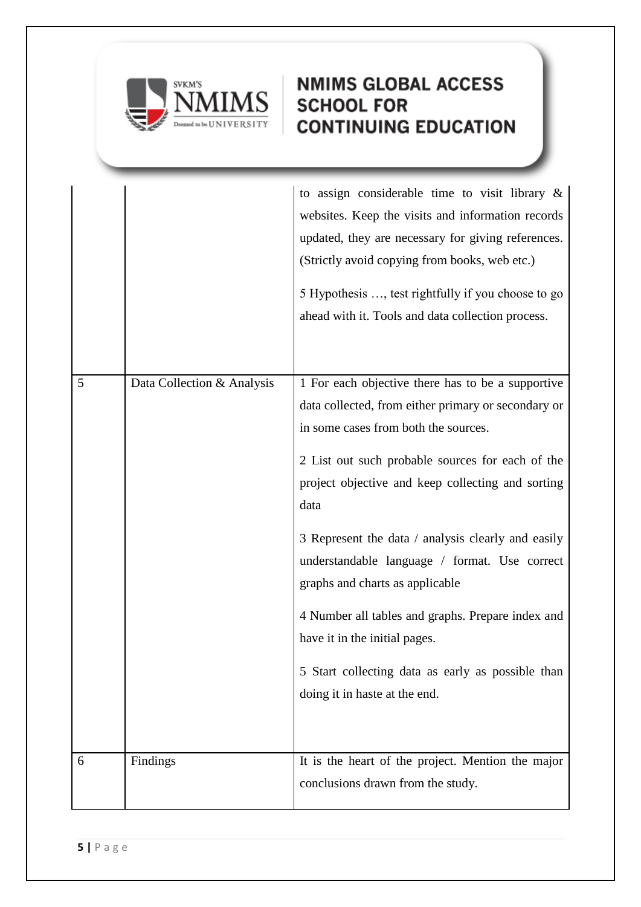| | | |
|---|---|---|
| | | to assign considerable time to visit library & websites. Keep the visits and information records updated, they are necessary for giving references. (Strictly avoid copying from books, web etc.)<br><br>5 Hypothesis …, test rightfully if you choose to go ahead with it. Tools and data collection process. |
| 5 | Data Collection & Analysis | 1 For each objective there has to be a supportive data collected, from either primary or secondary or in some cases from both the sources.<br><br>2 List out such probable sources for each of the project objective and keep collecting and sorting data<br><br>3 Represent the data / analysis clearly and easily understandable language / format. Use correct graphs and charts as applicable<br><br>4 Number all tables and graphs. Prepare index and have it in the initial pages.<br><br>5 Start collecting data as early as possible than doing it in haste at the end. |
| 6 | Findings | It is the heart of the project. Mention the major conclusions drawn from the study. |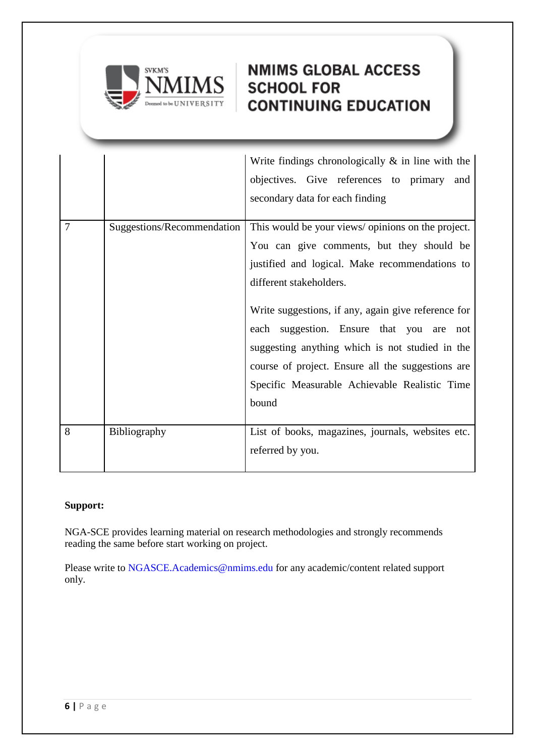| | | |
|---|---|---|
| | | Write findings chronologically & in line with the objectives. Give references to primary and secondary data for each finding |
| 7 | Suggestions/Recommendation | This would be your views/ opinions on the project. You can give comments, but they should be justified and logical. Make recommendations to different stakeholders.<br><br>Write suggestions, if any, again give reference for each suggestion. Ensure that you are not suggesting anything which is not studied in the course of project. Ensure all the suggestions are Specific Measurable Achievable Realistic Time bound |
| 8 | Bibliography | List of books, magazines, journals, websites etc. referred by you. |

**Support:**

NGA-SCE provides learning material on research methodologies and strongly recommends reading the same before start working on project.

Please write to NGASCE.Academics@nmims.edu for any academic/content related support only.